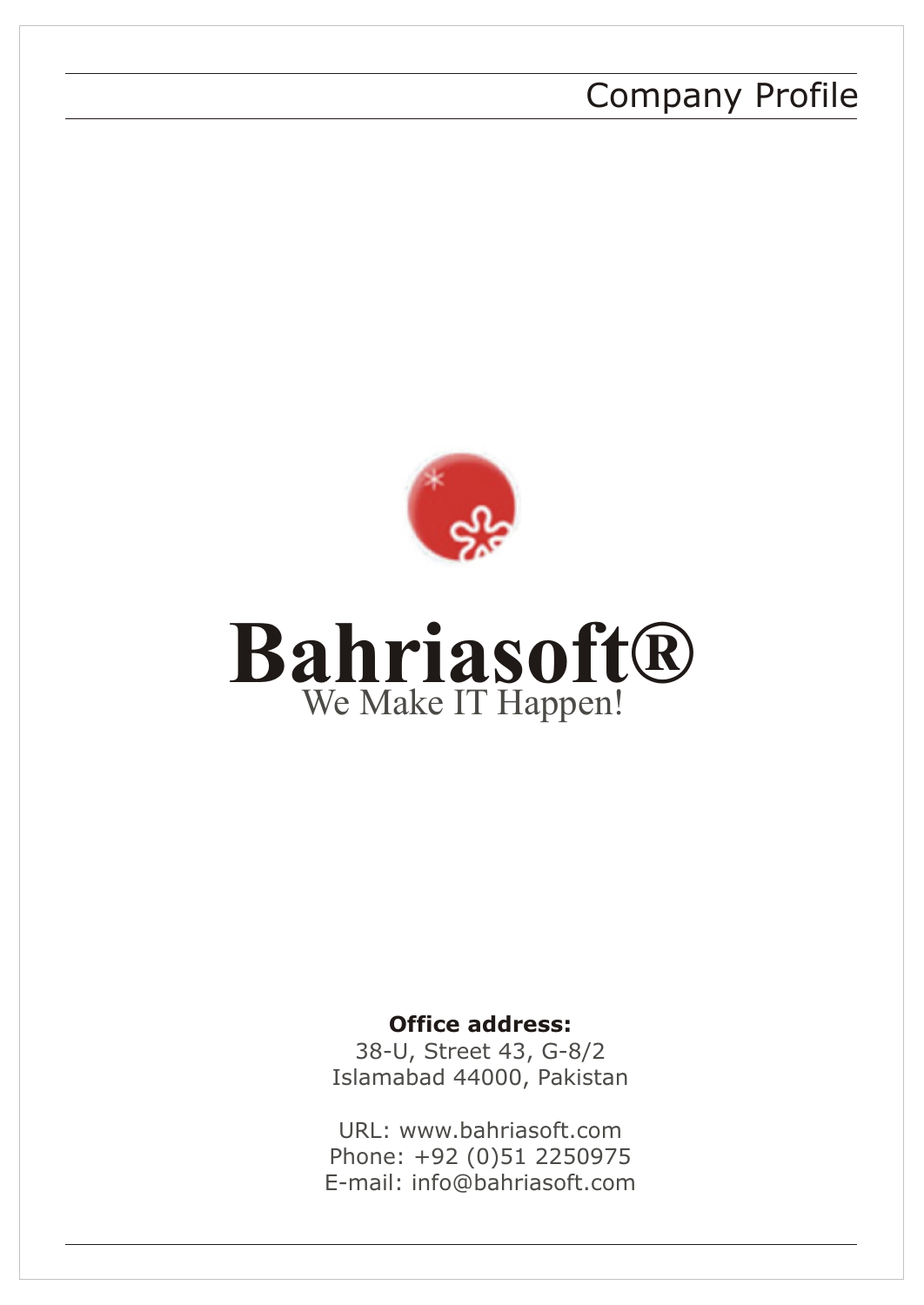Company Profile

# Bahriasoft®

We Make IT Happen!

**Office address:**
38-U, Street 43, G-8/2
Islamabad 44000, Pakistan

URL: www.bahriasoft.com
Phone: +92 (0)51 2250975
E-mail: info@bahriasoft.com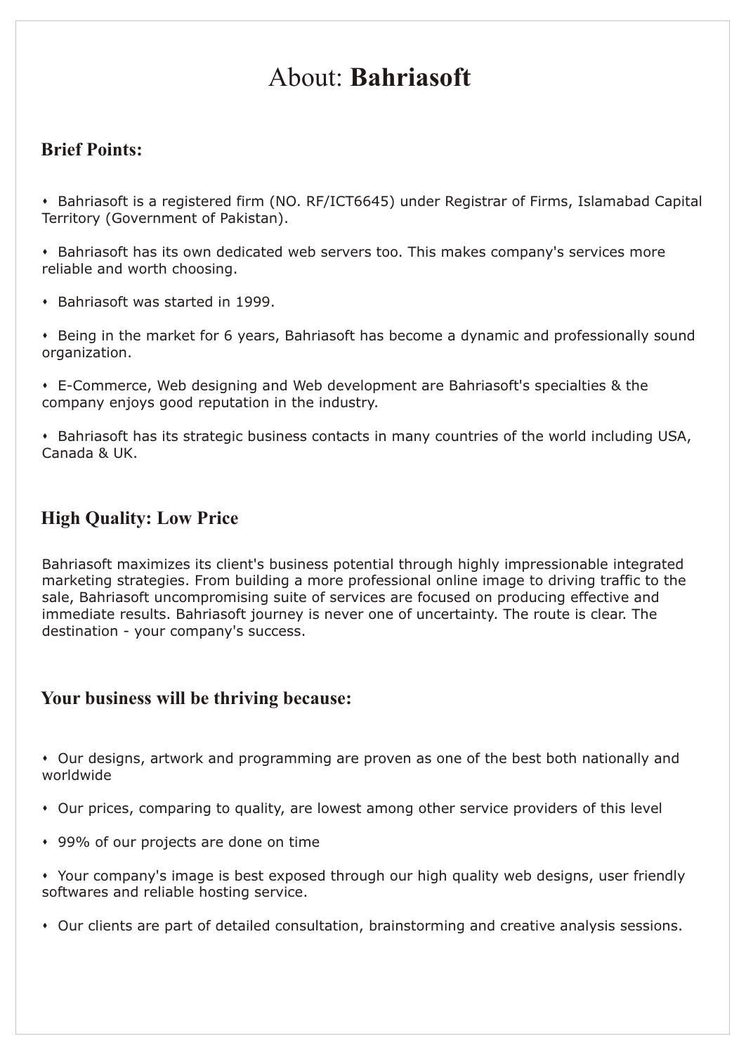# About: **Bahriasoft**

## Brief Points:

- Bahriasoft is a registered firm (NO. RF/ICT6645) under Registrar of Firms, Islamabad Capital Territory (Government of Pakistan).
- Bahriasoft has its own dedicated web servers too. This makes company's services more reliable and worth choosing.
- Bahriasoft was started in 1999.
- Being in the market for 6 years, Bahriasoft has become a dynamic and professionally sound organization.
- E-Commerce, Web designing and Web development are Bahriasoft's specialties & the company enjoys good reputation in the industry.
- Bahriasoft has its strategic business contacts in many countries of the world including USA, Canada & UK.

## High Quality: Low Price

Bahriasoft maximizes its client's business potential through highly impressionable integrated marketing strategies. From building a more professional online image to driving traffic to the sale, Bahriasoft uncompromising suite of services are focused on producing effective and immediate results. Bahriasoft journey is never one of uncertainty. The route is clear. The destination - your company's success.

## Your business will be thriving because:

- Our designs, artwork and programming are proven as one of the best both nationally and worldwide
- Our prices, comparing to quality, are lowest among other service providers of this level
- 99% of our projects are done on time
- Your company's image is best exposed through our high quality web designs, user friendly softwares and reliable hosting service.
- Our clients are part of detailed consultation, brainstorming and creative analysis sessions.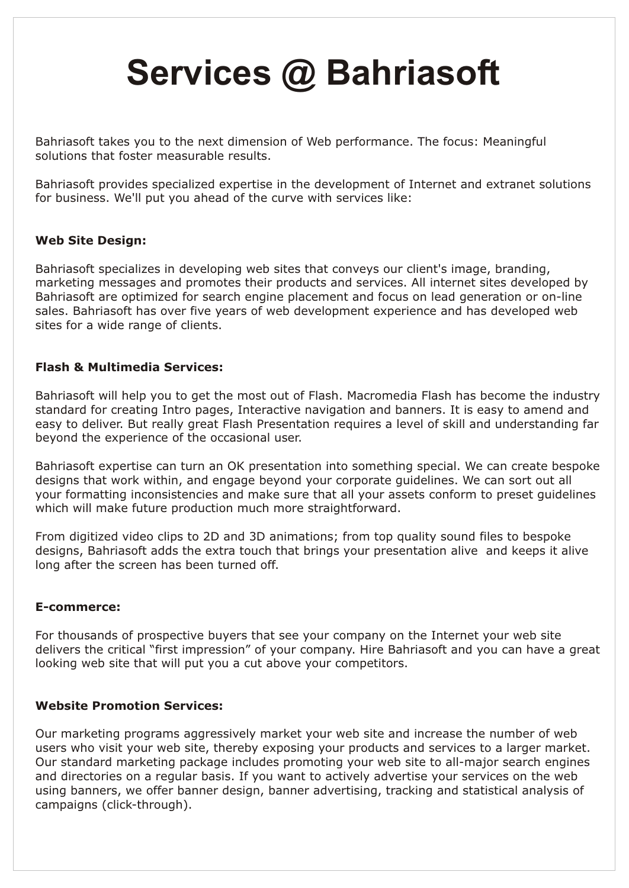# Services @ Bahriasoft

Bahriasoft takes you to the next dimension of Web performance. The focus: Meaningful solutions that foster measurable results.

Bahriasoft provides specialized expertise in the development of Internet and extranet solutions for business. We'll put you ahead of the curve with services like:

**Web Site Design:**

Bahriasoft specializes in developing web sites that conveys our client's image, branding, marketing messages and promotes their products and services. All internet sites developed by Bahriasoft are optimized for search engine placement and focus on lead generation or on-line sales. Bahriasoft has over five years of web development experience and has developed web sites for a wide range of clients.

**Flash & Multimedia Services:**

Bahriasoft will help you to get the most out of Flash. Macromedia Flash has become the industry standard for creating Intro pages, Interactive navigation and banners. It is easy to amend and easy to deliver. But really great Flash Presentation requires a level of skill and understanding far beyond the experience of the occasional user.

Bahriasoft expertise can turn an OK presentation into something special. We can create bespoke designs that work within, and engage beyond your corporate guidelines. We can sort out all your formatting inconsistencies and make sure that all your assets conform to preset guidelines which will make future production much more straightforward.

From digitized video clips to 2D and 3D animations; from top quality sound files to bespoke designs, Bahriasoft adds the extra touch that brings your presentation alive and keeps it alive long after the screen has been turned off.

**E-commerce:**

For thousands of prospective buyers that see your company on the Internet your web site delivers the critical “first impression” of your company. Hire Bahriasoft and you can have a great looking web site that will put you a cut above your competitors.

**Website Promotion Services:**

Our marketing programs aggressively market your web site and increase the number of web users who visit your web site, thereby exposing your products and services to a larger market. Our standard marketing package includes promoting your web site to all-major search engines and directories on a regular basis. If you want to actively advertise your services on the web using banners, we offer banner design, banner advertising, tracking and statistical analysis of campaigns (click-through).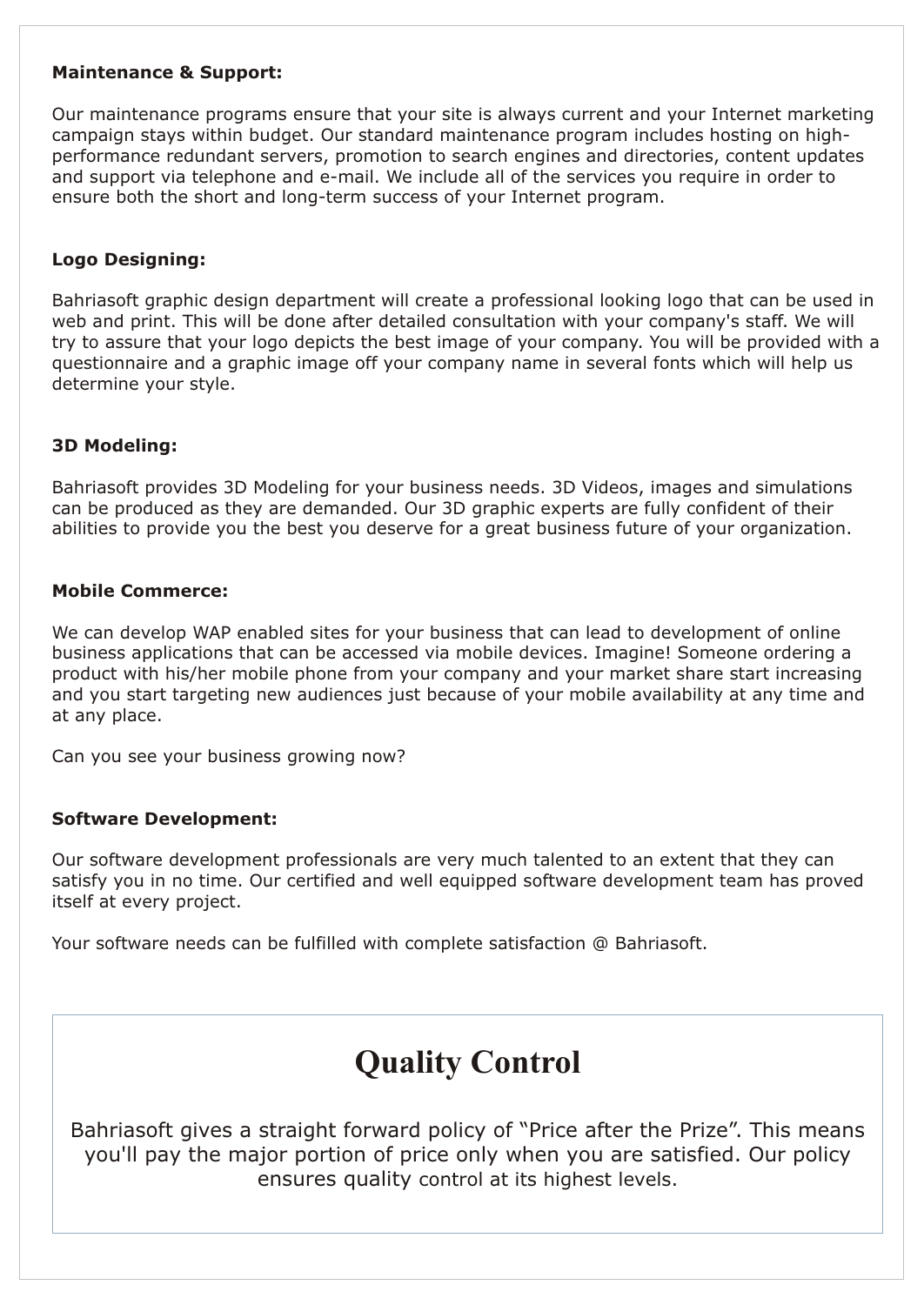**Maintenance & Support:**

Our maintenance programs ensure that your site is always current and your Internet marketing campaign stays within budget. Our standard maintenance program includes hosting on high-performance redundant servers, promotion to search engines and directories, content updates and support via telephone and e-mail. We include all of the services you require in order to ensure both the short and long-term success of your Internet program.

**Logo Designing:**

Bahriasoft graphic design department will create a professional looking logo that can be used in web and print. This will be done after detailed consultation with your company's staff. We will try to assure that your logo depicts the best image of your company. You will be provided with a questionnaire and a graphic image off your company name in several fonts which will help us determine your style.

**3D Modeling:**

Bahriasoft provides 3D Modeling for your business needs. 3D Videos, images and simulations can be produced as they are demanded. Our 3D graphic experts are fully confident of their abilities to provide you the best you deserve for a great business future of your organization.

**Mobile Commerce:**

We can develop WAP enabled sites for your business that can lead to development of online business applications that can be accessed via mobile devices. Imagine! Someone ordering a product with his/her mobile phone from your company and your market share start increasing and you start targeting new audiences just because of your mobile availability at any time and at any place.

Can you see your business growing now?

**Software Development:**

Our software development professionals are very much talented to an extent that they can satisfy you in no time. Our certified and well equipped software development team has proved itself at every project.

Your software needs can be fulfilled with complete satisfaction @ Bahriasoft.

# Quality Control

Bahriasoft gives a straight forward policy of "Price after the Prize". This means you'll pay the major portion of price only when you are satisfied. Our policy ensures quality control at its highest levels.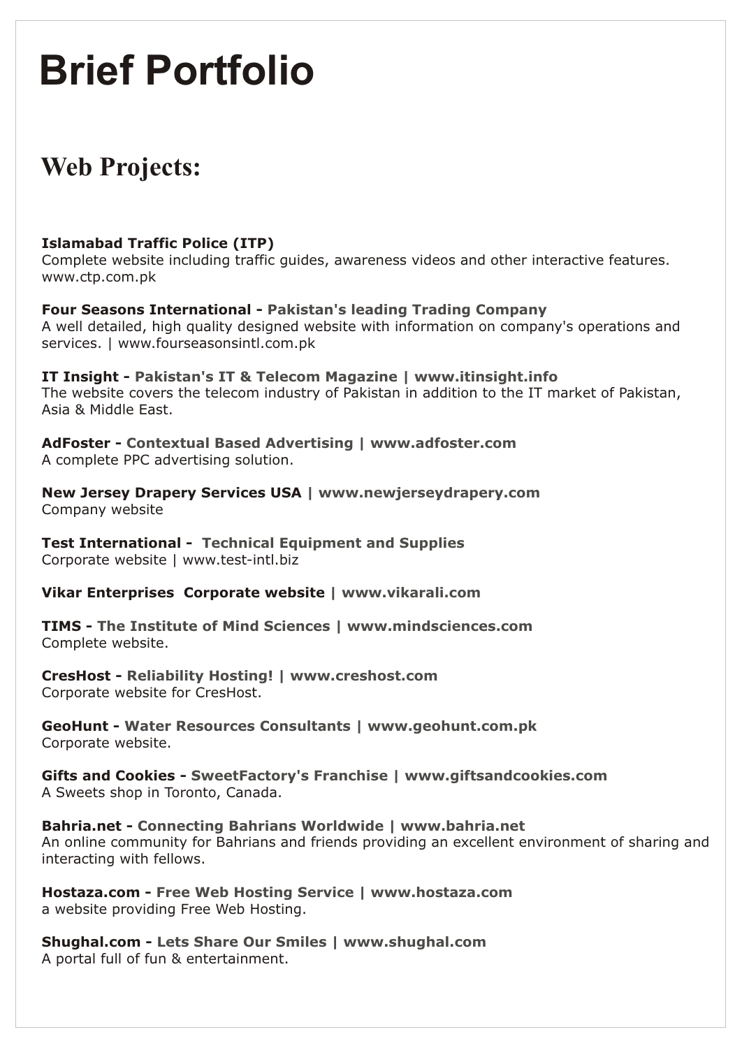# Brief Portfolio

## Web Projects:

**Islamabad Traffic Police (ITP)**
Complete website including traffic guides, awareness videos and other interactive features.
www.ctp.com.pk

**Four Seasons International - Pakistan's leading Trading Company**
A well detailed, high quality designed website with information on company's operations and services. | www.fourseasonsintl.com.pk

**IT Insight - Pakistan's IT & Telecom Magazine | www.itinsight.info**
The website covers the telecom industry of Pakistan in addition to the IT market of Pakistan, Asia & Middle East.

**AdFoster - Contextual Based Advertising | www.adfoster.com**
A complete PPC advertising solution.

**New Jersey Drapery Services USA | www.newjerseydrapery.com**
Company website

**Test International - Technical Equipment and Supplies**
Corporate website | www.test-intl.biz

**Vikar Enterprises Corporate website | www.vikarali.com**

**TIMS - The Institute of Mind Sciences | www.mindsciences.com**
Complete website.

**CresHost - Reliability Hosting! | www.creshost.com**
Corporate website for CresHost.

**GeoHunt - Water Resources Consultants | www.geohunt.com.pk**
Corporate website.

**Gifts and Cookies - SweetFactory's Franchise | www.giftsandcookies.com**
A Sweets shop in Toronto, Canada.

**Bahria.net - Connecting Bahrians Worldwide | www.bahria.net**
An online community for Bahrians and friends providing an excellent environment of sharing and interacting with fellows.

**Hostaza.com - Free Web Hosting Service | www.hostaza.com**
a website providing Free Web Hosting.

**Shughal.com - Lets Share Our Smiles | www.shughal.com**
A portal full of fun & entertainment.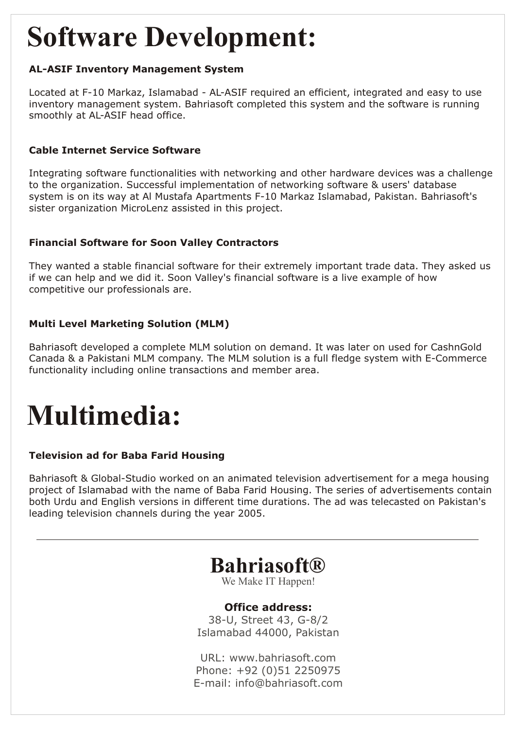# Software Development:

### AL-ASIF Inventory Management System

Located at F-10 Markaz, Islamabad - AL-ASIF required an efficient, integrated and easy to use inventory management system. Bahriasoft completed this system and the software is running smoothly at AL-ASIF head office.

### Cable Internet Service Software

Integrating software functionalities with networking and other hardware devices was a challenge to the organization. Successful implementation of networking software & users' database system is on its way at Al Mustafa Apartments F-10 Markaz Islamabad, Pakistan. Bahriasoft's sister organization MicroLenz assisted in this project.

### Financial Software for Soon Valley Contractors

They wanted a stable financial software for their extremely important trade data. They asked us if we can help and we did it. Soon Valley's financial software is a live example of how competitive our professionals are.

### Multi Level Marketing Solution (MLM)

Bahriasoft developed a complete MLM solution on demand. It was later on used for CashnGold Canada & a Pakistani MLM company. The MLM solution is a full fledge system with E-Commerce functionality including online transactions and member area.

# Multimedia:

### Television ad for Baba Farid Housing

Bahriasoft & Global-Studio worked on an animated television advertisement for a mega housing project of Islamabad with the name of Baba Farid Housing. The series of advertisements contain both Urdu and English versions in different time durations. The ad was telecasted on Pakistan's leading television channels during the year 2005.

---

## Bahriasoft®

We Make IT Happen!

**Office address:**

38-U, Street 43, G-8/2
Islamabad 44000, Pakistan

URL: www.bahriasoft.com
Phone: +92 (0)51 2250975
E-mail: info@bahriasoft.com